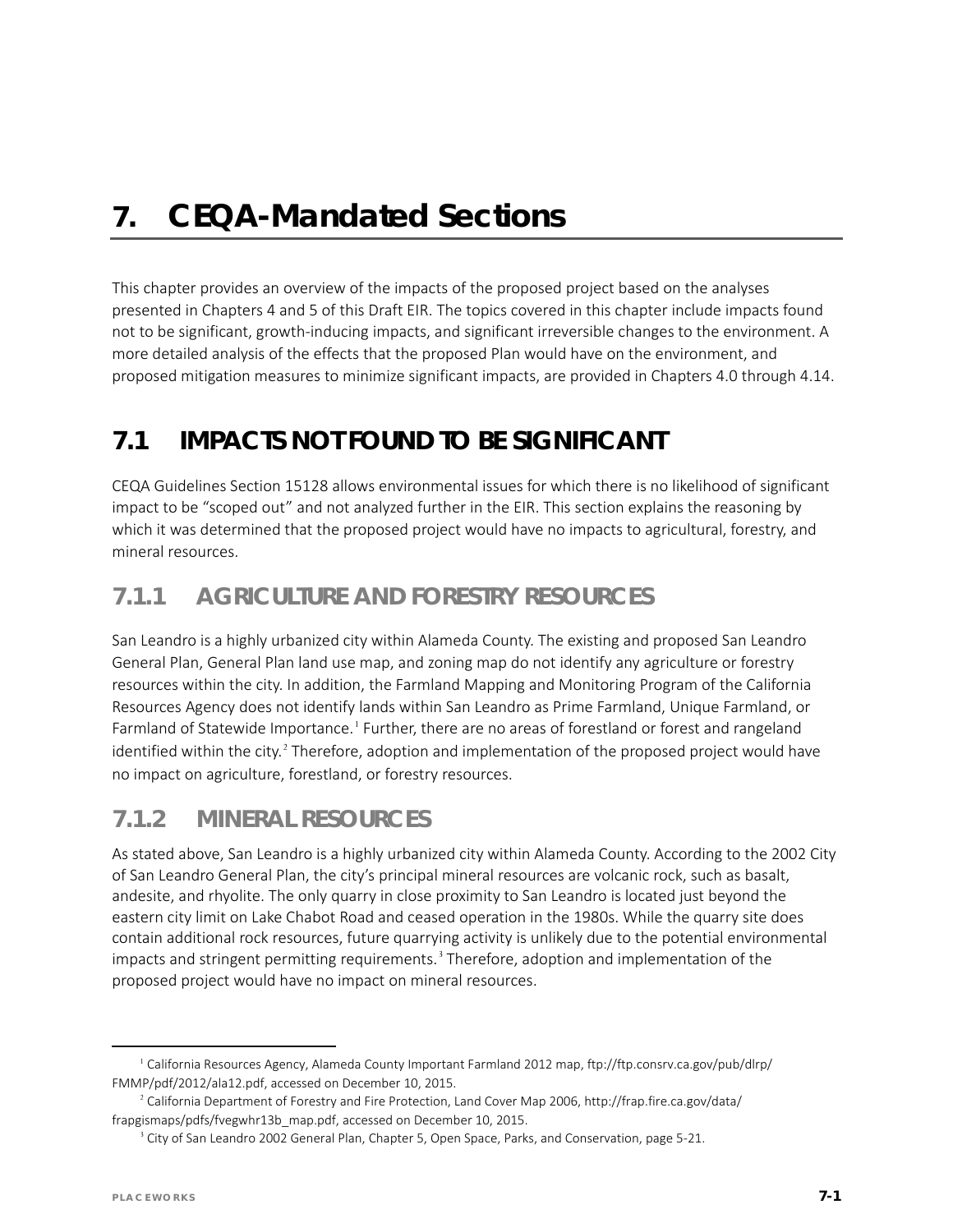# 7. CEQA-Mandated Sections

This chapter provides an overview of the impacts of the proposed project based on the analyses presented in Chapters 4 and 5 of this Draft EIR. The topics covered in this chapter include impacts found not to be significant, growth-inducing impacts, and significant irreversible changes to the environment. A more detailed analysis of the effects that the proposed Plan would have on the environment, and proposed mitigation measures to minimize significant impacts, are provided in Chapters 4.0 through 4.14.

## 7.1 IMPACTS NOT FOUND TO BE SIGNIFICANT

CEQA Guidelines Section 15128 allows environmental issues for which there is no likelihood of significant impact to be "scoped out" and not analyzed further in the EIR. This section explains the reasoning by which it was determined that the proposed project would have no impacts to agricultural, forestry, and mineral resources.

### 7.1.1 AGRICULTURE AND FORESTRY RESOURCES

San Leandro is a highly urbanized city within Alameda County. The existing and proposed San Leandro General Plan, General Plan land use map, and zoning map do not identify any agriculture or forestry resources within the city. In addition, the Farmland Mapping and Monitoring Program of the California Resources Agency does not identify lands within San Leandro as Prime Farmland, Unique Farmland, or Farmland of Statewide Importance.[1] Further, there are no areas of forestland or forest and rangeland identified within the city.[2] Therefore, adoption and implementation of the proposed project would have no impact on agriculture, forestland, or forestry resources.

### 7.1.2 MINERAL RESOURCES

As stated above, San Leandro is a highly urbanized city within Alameda County. According to the 2002 City of San Leandro General Plan, the city's principal mineral resources are volcanic rock, such as basalt, andesite, and rhyolite. The only quarry in close proximity to San Leandro is located just beyond the eastern city limit on Lake Chabot Road and ceased operation in the 1980s. While the quarry site does contain additional rock resources, future quarrying activity is unlikely due to the potential environmental impacts and stringent permitting requirements.[3] Therefore, adoption and implementation of the proposed project would have no impact on mineral resources.

---

[1] California Resources Agency, Alameda County Important Farmland 2012 map, ftp://ftp.consrv.ca.gov/pub/dlrp/FMMP/pdf/2012/ala12.pdf, accessed on December 10, 2015.

[2] California Department of Forestry and Fire Protection, Land Cover Map 2006, http://frap.fire.ca.gov/data/frapgismaps/pdfs/fvegwhr13b_map.pdf, accessed on December 10, 2015.

[3] City of San Leandro 2002 General Plan, Chapter 5, Open Space, Parks, and Conservation, page 5-21.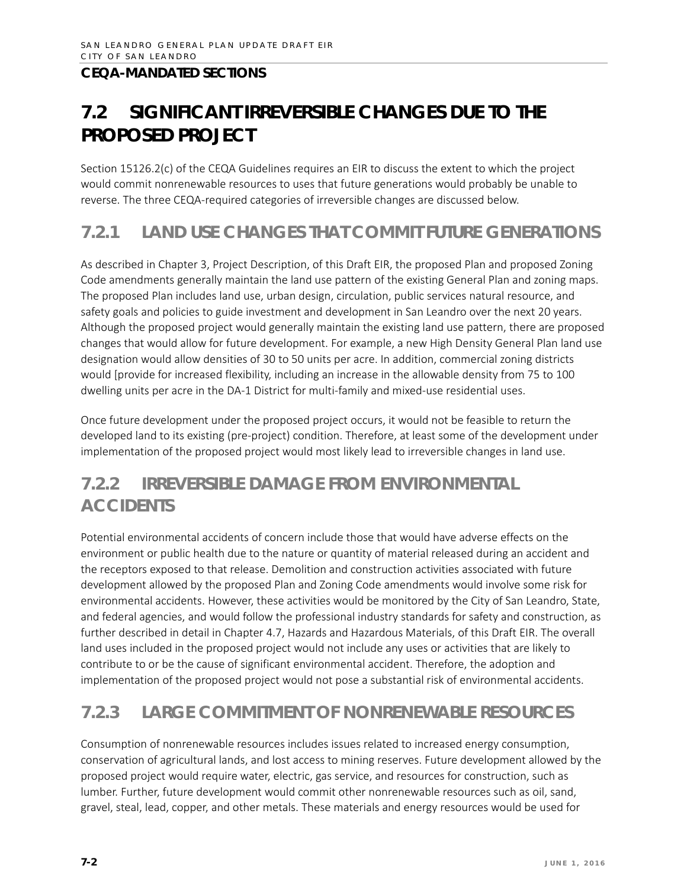## CEQA-MANDATED SECTIONS

# 7.2 SIGNIFICANT IRREVERSIBLE CHANGES DUE TO THE PROPOSED PROJECT

Section 15126.2(c) of the CEQA Guidelines requires an EIR to discuss the extent to which the project would commit nonrenewable resources to uses that future generations would probably be unable to reverse. The three CEQA-required categories of irreversible changes are discussed below.

## 7.2.1 LAND USE CHANGES THAT COMMIT FUTURE GENERATIONS

As described in Chapter 3, Project Description, of this Draft EIR, the proposed Plan and proposed Zoning Code amendments generally maintain the land use pattern of the existing General Plan and zoning maps. The proposed Plan includes land use, urban design, circulation, public services natural resource, and safety goals and policies to guide investment and development in San Leandro over the next 20 years. Although the proposed project would generally maintain the existing land use pattern, there are proposed changes that would allow for future development. For example, a new High Density General Plan land use designation would allow densities of 30 to 50 units per acre. In addition, commercial zoning districts would [provide for increased flexibility, including an increase in the allowable density from 75 to 100 dwelling units per acre in the DA-1 District for multi-family and mixed-use residential uses.

Once future development under the proposed project occurs, it would not be feasible to return the developed land to its existing (pre-project) condition. Therefore, at least some of the development under implementation of the proposed project would most likely lead to irreversible changes in land use.

## 7.2.2 IRREVERSIBLE DAMAGE FROM ENVIRONMENTAL ACCIDENTS

Potential environmental accidents of concern include those that would have adverse effects on the environment or public health due to the nature or quantity of material released during an accident and the receptors exposed to that release. Demolition and construction activities associated with future development allowed by the proposed Plan and Zoning Code amendments would involve some risk for environmental accidents. However, these activities would be monitored by the City of San Leandro, State, and federal agencies, and would follow the professional industry standards for safety and construction, as further described in detail in Chapter 4.7, Hazards and Hazardous Materials, of this Draft EIR. The overall land uses included in the proposed project would not include any uses or activities that are likely to contribute to or be the cause of significant environmental accident. Therefore, the adoption and implementation of the proposed project would not pose a substantial risk of environmental accidents.

## 7.2.3 LARGE COMMITMENT OF NONRENEWABLE RESOURCES

Consumption of nonrenewable resources includes issues related to increased energy consumption, conservation of agricultural lands, and lost access to mining reserves. Future development allowed by the proposed project would require water, electric, gas service, and resources for construction, such as lumber. Further, future development would commit other nonrenewable resources such as oil, sand, gravel, steal, lead, copper, and other metals. These materials and energy resources would be used for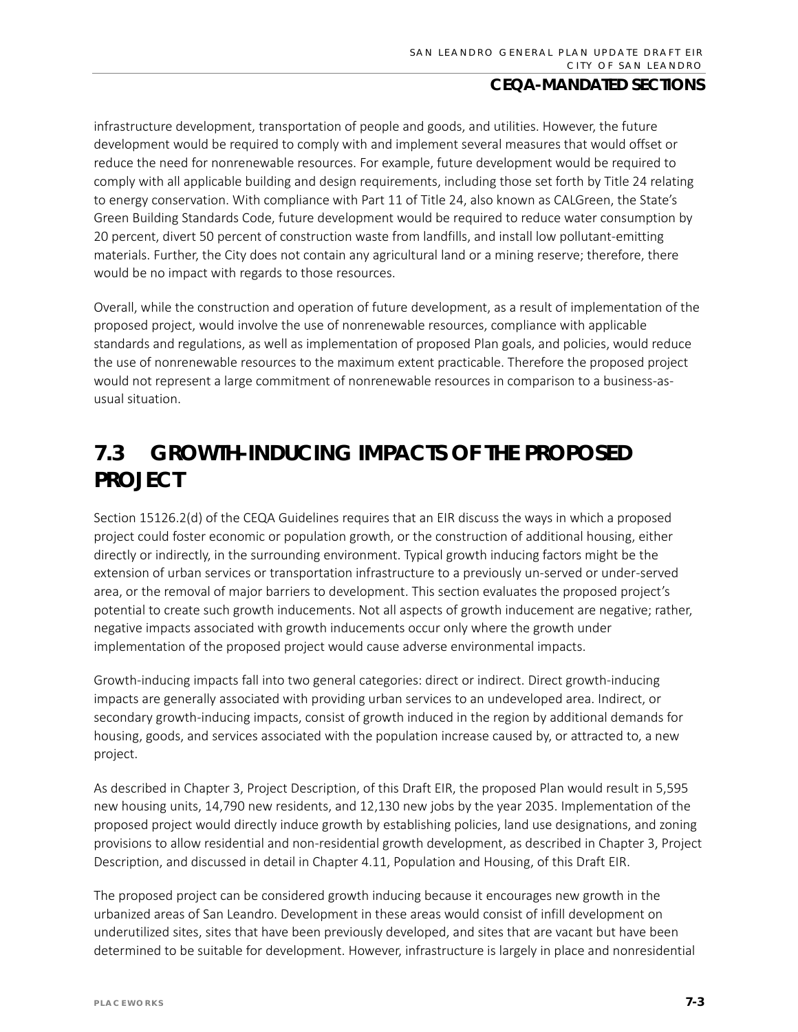infrastructure development, transportation of people and goods, and utilities. However, the future development would be required to comply with and implement several measures that would offset or reduce the need for nonrenewable resources. For example, future development would be required to comply with all applicable building and design requirements, including those set forth by Title 24 relating to energy conservation. With compliance with Part 11 of Title 24, also known as CALGreen, the State's Green Building Standards Code, future development would be required to reduce water consumption by 20 percent, divert 50 percent of construction waste from landfills, and install low pollutant-emitting materials. Further, the City does not contain any agricultural land or a mining reserve; therefore, there would be no impact with regards to those resources.

Overall, while the construction and operation of future development, as a result of implementation of the proposed project, would involve the use of nonrenewable resources, compliance with applicable standards and regulations, as well as implementation of proposed Plan goals, and policies, would reduce the use of nonrenewable resources to the maximum extent practicable. Therefore the proposed project would not represent a large commitment of nonrenewable resources in comparison to a business-as-usual situation.

## 7.3 GROWTH-INDUCING IMPACTS OF THE PROPOSED PROJECT

Section 15126.2(d) of the CEQA Guidelines requires that an EIR discuss the ways in which a proposed project could foster economic or population growth, or the construction of additional housing, either directly or indirectly, in the surrounding environment. Typical growth inducing factors might be the extension of urban services or transportation infrastructure to a previously un-served or under-served area, or the removal of major barriers to development. This section evaluates the proposed project's potential to create such growth inducements. Not all aspects of growth inducement are negative; rather, negative impacts associated with growth inducements occur only where the growth under implementation of the proposed project would cause adverse environmental impacts.

Growth-inducing impacts fall into two general categories: direct or indirect. Direct growth-inducing impacts are generally associated with providing urban services to an undeveloped area. Indirect, or secondary growth-inducing impacts, consist of growth induced in the region by additional demands for housing, goods, and services associated with the population increase caused by, or attracted to, a new project.

As described in Chapter 3, Project Description, of this Draft EIR, the proposed Plan would result in 5,595 new housing units, 14,790 new residents, and 12,130 new jobs by the year 2035. Implementation of the proposed project would directly induce growth by establishing policies, land use designations, and zoning provisions to allow residential and non-residential growth development, as described in Chapter 3, Project Description, and discussed in detail in Chapter 4.11, Population and Housing, of this Draft EIR.

The proposed project can be considered growth inducing because it encourages new growth in the urbanized areas of San Leandro. Development in these areas would consist of infill development on underutilized sites, sites that have been previously developed, and sites that are vacant but have been determined to be suitable for development. However, infrastructure is largely in place and nonresidential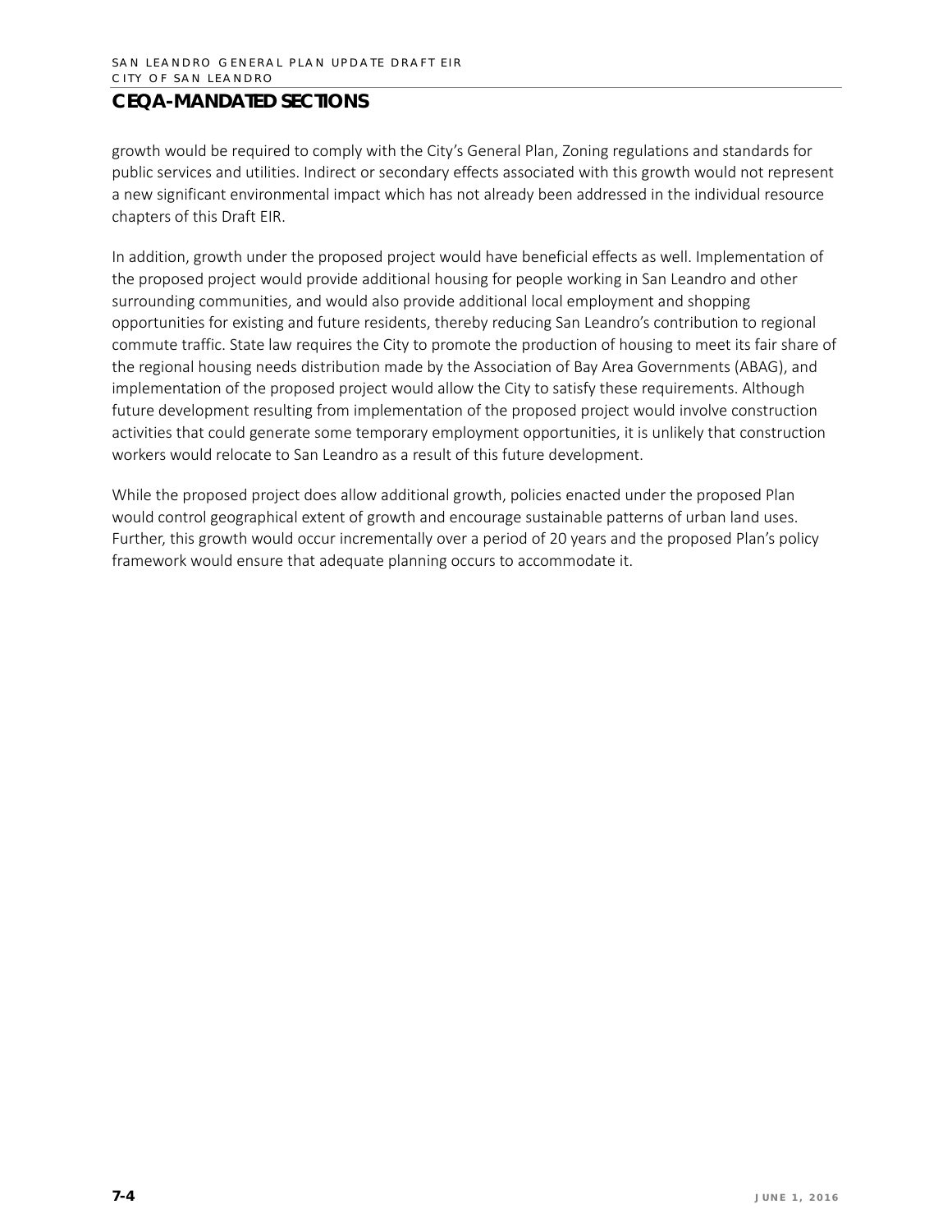growth would be required to comply with the City's General Plan, Zoning regulations and standards for public services and utilities. Indirect or secondary effects associated with this growth would not represent a new significant environmental impact which has not already been addressed in the individual resource chapters of this Draft EIR.

In addition, growth under the proposed project would have beneficial effects as well. Implementation of the proposed project would provide additional housing for people working in San Leandro and other surrounding communities, and would also provide additional local employment and shopping opportunities for existing and future residents, thereby reducing San Leandro's contribution to regional commute traffic. State law requires the City to promote the production of housing to meet its fair share of the regional housing needs distribution made by the Association of Bay Area Governments (ABAG), and implementation of the proposed project would allow the City to satisfy these requirements. Although future development resulting from implementation of the proposed project would involve construction activities that could generate some temporary employment opportunities, it is unlikely that construction workers would relocate to San Leandro as a result of this future development.

While the proposed project does allow additional growth, policies enacted under the proposed Plan would control geographical extent of growth and encourage sustainable patterns of urban land uses. Further, this growth would occur incrementally over a period of 20 years and the proposed Plan's policy framework would ensure that adequate planning occurs to accommodate it.